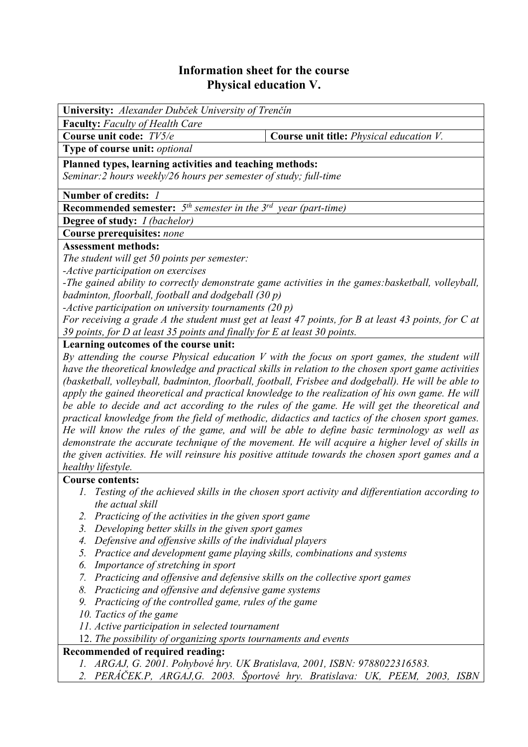# Information sheet for the course
## Physical education V.

**University:** *Alexander Dubček University of Trenčín*

**Faculty:** *Faculty of Health Care*

| **Course unit code:** *TV5/e* | **Course unit title:** *Physical education V.* |
|---|---|

**Type of course unit:** *optional*

**Planned types, learning activities and teaching methods:**
*Seminar:2 hours weekly/26 hours per semester of study; full-time*

**Number of credits:** *1*

**Recommended semester:** *5th semester in the 3rd year (part-time)*

**Degree of study:** *I (bachelor)*

**Course prerequisites:** *none*

**Assessment methods:**
*The student will get 50 points per semester:*
*-Active participation on exercises*
*-The gained ability to correctly demonstrate game activities in the games:basketball, volleyball, badminton, floorball, football and dodgeball (30 p)*
*-Active participation on university tournaments (20 p)*
*For receiving a grade A the student must get at least 47 points, for B at least 43 points, for C at 39 points, for D at least 35 points and finally for E at least 30 points.*

**Learning outcomes of the course unit:**
*By attending the course Physical education V with the focus on sport games, the student will have the theoretical knowledge and practical skills in relation to the chosen sport game activities (basketball, volleyball, badminton, floorball, football, Frisbee and dodgeball). He will be able to apply the gained theoretical and practical knowledge to the realization of his own game. He will be able to decide and act according to the rules of the game. He will get the theoretical and practical knowledge from the field of methodic, didactics and tactics of the chosen sport games. He will know the rules of the game, and will be able to define basic terminology as well as demonstrate the accurate technique of the movement. He will acquire a higher level of skills in the given activities. He will reinsure his positive attitude towards the chosen sport games and a healthy lifestyle.*

**Course contents:**

1. *Testing of the achieved skills in the chosen sport activity and differentiation according to the actual skill*
2. *Practicing of the activities in the given sport game*
3. *Developing better skills in the given sport games*
4. *Defensive and offensive skills of the individual players*
5. *Practice and development game playing skills, combinations and systems*
6. *Importance of stretching in sport*
7. *Practicing and offensive and defensive skills on the collective sport games*
8. *Practicing and offensive and defensive game systems*
9. *Practicing of the controlled game, rules of the game*
10. *Tactics of the game*
11. *Active participation in selected tournament*
12. *The possibility of organizing sports tournaments and events*

**Recommended of required reading:**

1. *ARGAJ, G. 2001. Pohybové hry. UK Bratislava, 2001, ISBN: 9788022316583.*
2. *PERÁČEK.P, ARGAJ,G. 2003. Športové hry. Bratislava: UK, PEEM, 2003, ISBN*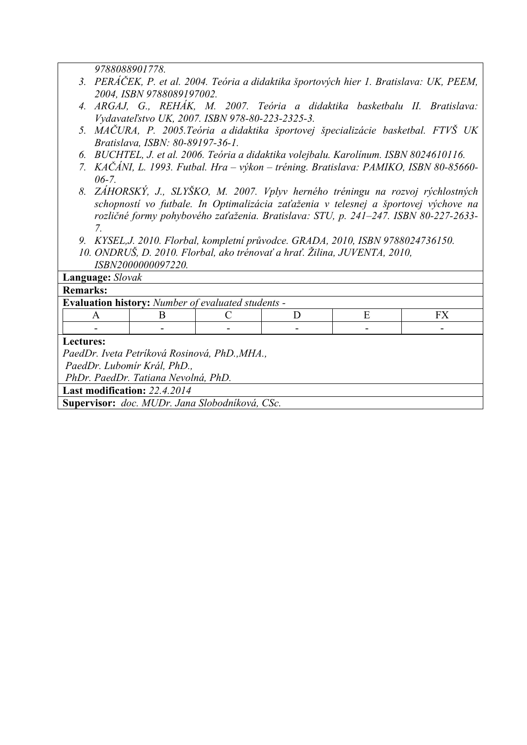9788088901778.

3. PERÁČEK, P. et al. 2004. Teória a didaktika športových hier 1. Bratislava: UK, PEEM, 2004, ISBN 9788089197002.
4. ARGAJ, G., REHÁK, M. 2007. Teória a didaktika basketbalu II. Bratislava: Vydavateľstvo UK, 2007. ISBN 978-80-223-2325-3.
5. MAČURA, P. 2005.Teória a didaktika športovej špecializácie basketbal. FTVŠ UK Bratislava, ISBN: 80-89197-36-1.
6. BUCHTEL, J. et al. 2006. Teória a didaktika volejbalu. Karolínum. ISBN 8024610116.
7. KAČÁNI, L. 1993. Futbal. Hra – výkon – tréning. Bratislava: PAMIKO, ISBN 80-85660-06-7.
8. ZÁHORSKÝ, J., SLYŠKO, M. 2007. Vplyv herného tréningu na rozvoj rýchlostných schopností vo futbale. In Optimalizácia zaťaženia v telesnej a športovej výchove na rozličné formy pohybového zaťaženia. Bratislava: STU, p. 241–247. ISBN 80-227-2633-7.
9. KYSEL,J. 2010. Florbal, kompletní průvodce. GRADA, 2010, ISBN 9788024736150.
10. ONDRUŠ, D. 2010. Florbal, ako trénovať a hrať. Žilina, JUVENTA, 2010, ISBN2000000097220.

**Language:** *Slovak*

**Remarks:**

**Evaluation history:** *Number of evaluated students -*

| A | B | C | D | E | FX |
|---|---|---|---|---|---|
| - | - | - | - | - | - |

**Lectures:**
*PaedDr. Iveta Petríková Rosinová, PhD.,MHA.,*
*PaedDr. Lubomír Král, PhD.,*
*PhDr. PaedDr. Tatiana Nevolná, PhD.*

**Last modification:** *22.4.2014*

**Supervisor:** *doc. MUDr. Jana Slobodníková, CSc.*